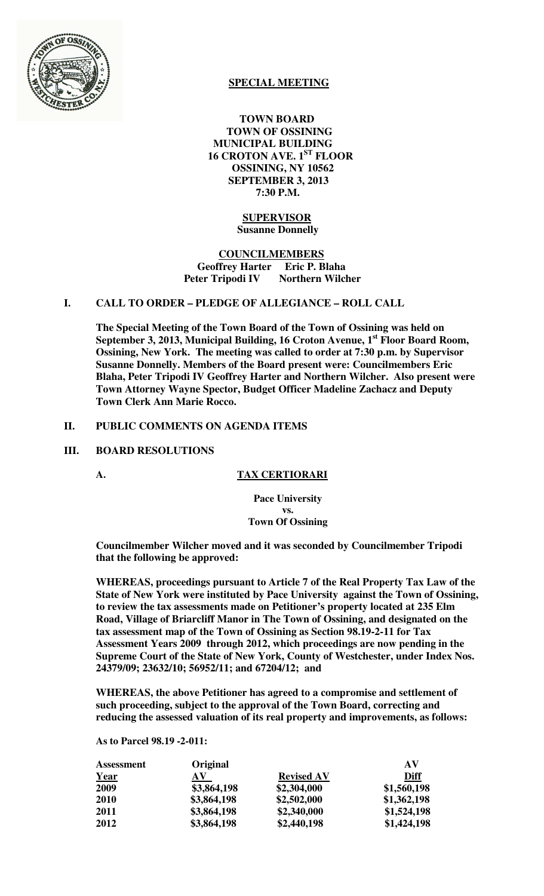## SPECIAL MEETING

**TOWN BOARD**
**TOWN OF OSSINING**
**MUNICIPAL BUILDING**
**16 CROTON AVE. 1ST FLOOR**
**OSSINING, NY 10562**
**SEPTEMBER 3, 2013**
**7:30 P.M.**

**SUPERVISOR**
**Susanne Donnelly**

**COUNCILMEMBERS**
**Geoffrey Harter    Eric P. Blaha**
**Peter Tripodi IV    Northern Wilcher**

### I. CALL TO ORDER – PLEDGE OF ALLEGIANCE – ROLL CALL

**The Special Meeting of the Town Board of the Town of Ossining was held on September 3, 2013, Municipal Building, 16 Croton Avenue, 1st Floor Board Room, Ossining, New York. The meeting was called to order at 7:30 p.m. by Supervisor Susanne Donnelly. Members of the Board present were: Councilmembers Eric Blaha, Peter Tripodi IV Geoffrey Harter and Northern Wilcher. Also present were Town Attorney Wayne Spector, Budget Officer Madeline Zachacz and Deputy Town Clerk Ann Marie Rocco.**

### II. PUBLIC COMMENTS ON AGENDA ITEMS

### III. BOARD RESOLUTIONS

**A. TAX CERTIORARI**

**Pace University**
**vs.**
**Town Of Ossining**

**Councilmember Wilcher moved and it was seconded by Councilmember Tripodi that the following be approved:**

**WHEREAS, proceedings pursuant to Article 7 of the Real Property Tax Law of the State of New York were instituted by Pace University against the Town of Ossining, to review the tax assessments made on Petitioner's property located at 235 Elm Road, Village of Briarcliff Manor in The Town of Ossining, and designated on the tax assessment map of the Town of Ossining as Section 98.19-2-11 for Tax Assessment Years 2009 through 2012, which proceedings are now pending in the Supreme Court of the State of New York, County of Westchester, under Index Nos. 24379/09; 23632/10; 56952/11; and 67204/12; and**

**WHEREAS, the above Petitioner has agreed to a compromise and settlement of such proceeding, subject to the approval of the Town Board, correcting and reducing the assessed valuation of its real property and improvements, as follows:**

**As to Parcel 98.19 -2-011:**

| Assessment Year | Original AV | Revised AV | AV Diff |
|---|---|---|---|
| 2009 | $3,864,198 | $2,304,000 | $1,560,198 |
| 2010 | $3,864,198 | $2,502,000 | $1,362,198 |
| 2011 | $3,864,198 | $2,340,000 | $1,524,198 |
| 2012 | $3,864,198 | $2,440,198 | $1,424,198 |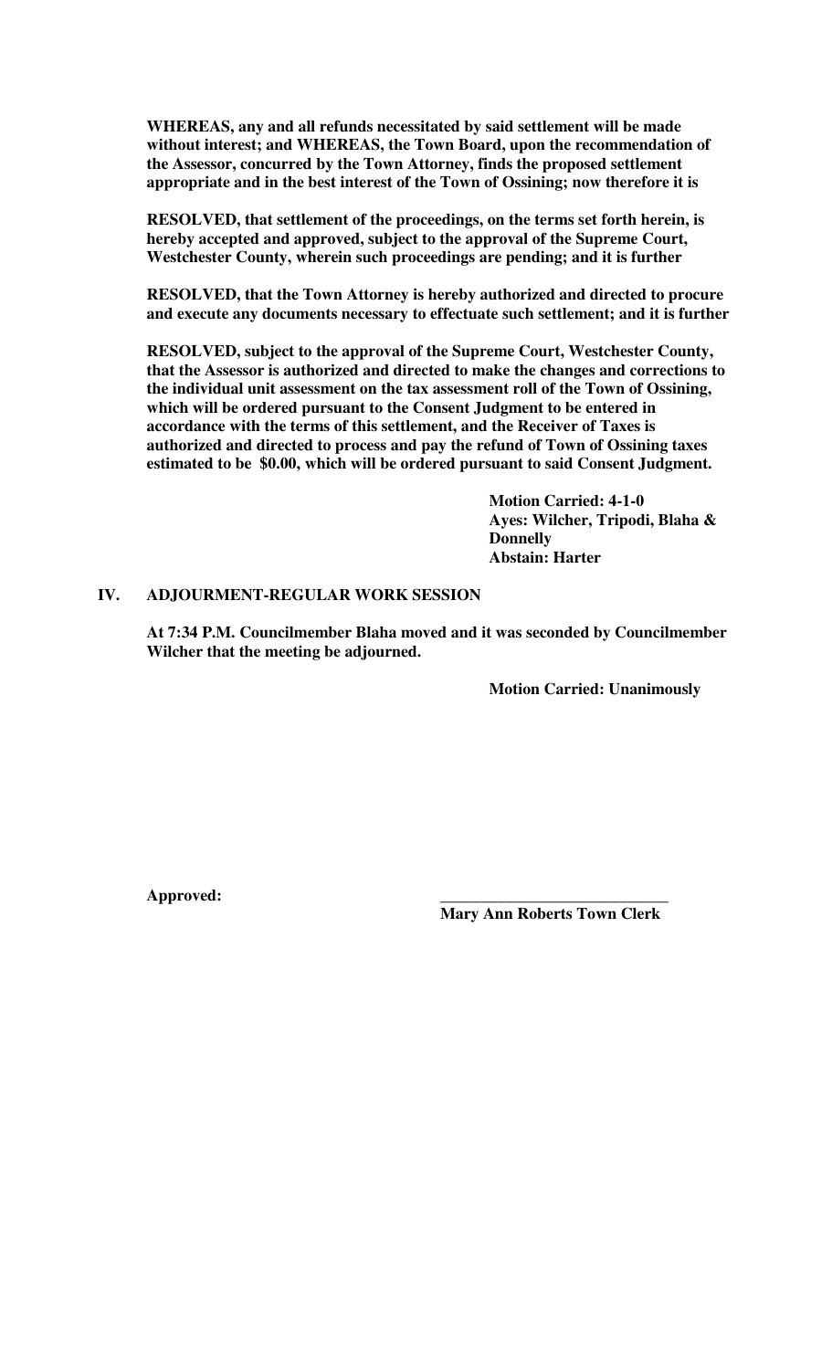**WHEREAS, any and all refunds necessitated by said settlement will be made without interest; and WHEREAS, the Town Board, upon the recommendation of the Assessor, concurred by the Town Attorney, finds the proposed settlement appropriate and in the best interest of the Town of Ossining; now therefore it is**

**RESOLVED, that settlement of the proceedings, on the terms set forth herein, is hereby accepted and approved, subject to the approval of the Supreme Court, Westchester County, wherein such proceedings are pending; and it is further**

**RESOLVED, that the Town Attorney is hereby authorized and directed to procure and execute any documents necessary to effectuate such settlement; and it is further**

**RESOLVED, subject to the approval of the Supreme Court, Westchester County, that the Assessor is authorized and directed to make the changes and corrections to the individual unit assessment on the tax assessment roll of the Town of Ossining, which will be ordered pursuant to the Consent Judgment to be entered in accordance with the terms of this settlement, and the Receiver of Taxes is authorized and directed to process and pay the refund of Town of Ossining taxes estimated to be $0.00, which will be ordered pursuant to said Consent Judgment.**

**Motion Carried: 4-1-0**
**Ayes: Wilcher, Tripodi, Blaha & Donnelly**
**Abstain: Harter**

## IV. ADJOURMENT-REGULAR WORK SESSION

**At 7:34 P.M. Councilmember Blaha moved and it was seconded by Councilmember Wilcher that the meeting be adjourned.**

**Motion Carried: Unanimously**

**Approved:** ___________________________

**Mary Ann Roberts Town Clerk**